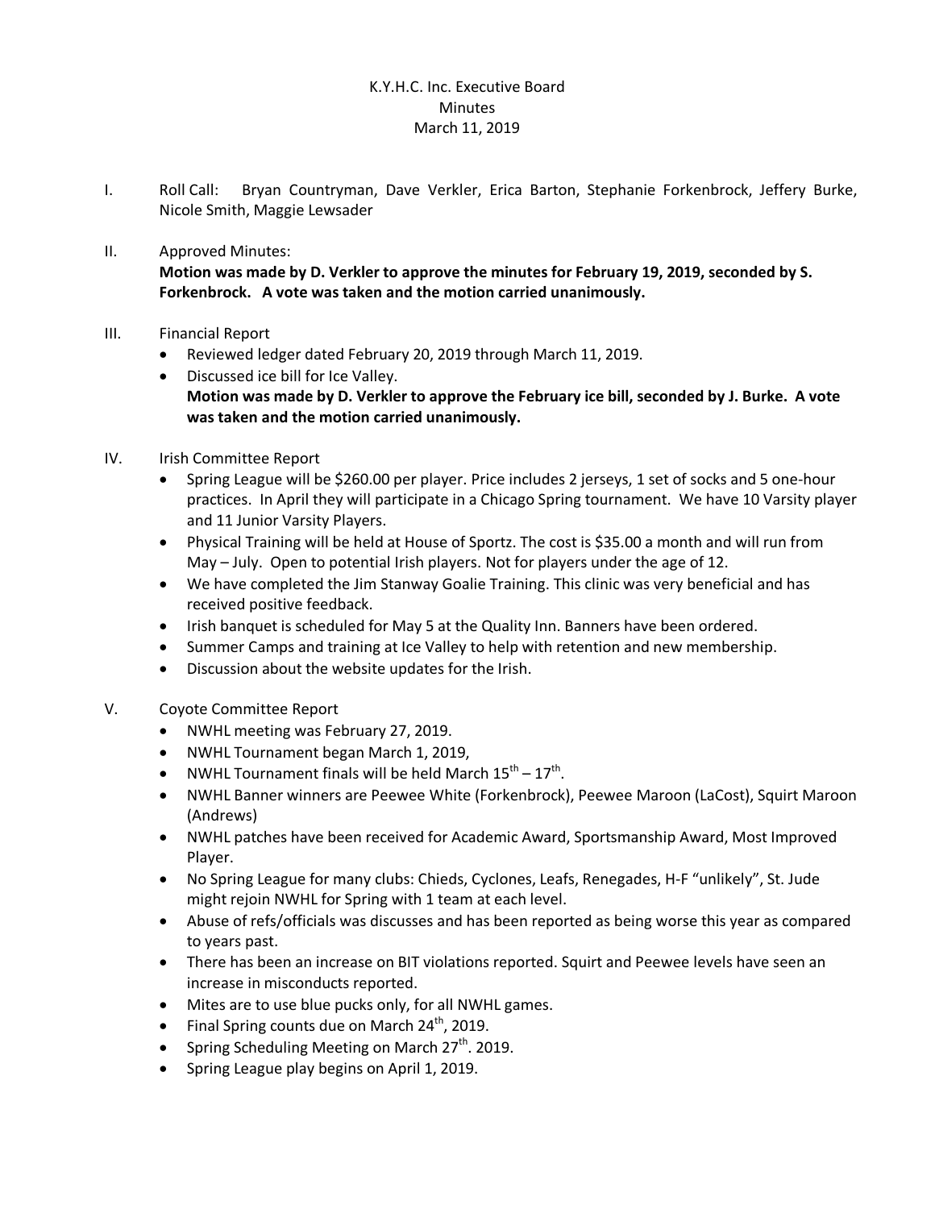K.Y.H.C. Inc. Executive Board
Minutes
March 11, 2019

I. Roll Call: Bryan Countryman, Dave Verkler, Erica Barton, Stephanie Forkenbrock, Jeffery Burke, Nicole Smith, Maggie Lewsader

II. Approved Minutes:
**Motion was made by D. Verkler to approve the minutes for February 19, 2019, seconded by S. Forkenbrock. A vote was taken and the motion carried unanimously.**

III. Financial Report
- Reviewed ledger dated February 20, 2019 through March 11, 2019.
- Discussed ice bill for Ice Valley.
**Motion was made by D. Verkler to approve the February ice bill, seconded by J. Burke. A vote was taken and the motion carried unanimously.**

IV. Irish Committee Report
- Spring League will be $260.00 per player. Price includes 2 jerseys, 1 set of socks and 5 one-hour practices. In April they will participate in a Chicago Spring tournament. We have 10 Varsity player and 11 Junior Varsity Players.
- Physical Training will be held at House of Sportz. The cost is $35.00 a month and will run from May – July. Open to potential Irish players. Not for players under the age of 12.
- We have completed the Jim Stanway Goalie Training. This clinic was very beneficial and has received positive feedback.
- Irish banquet is scheduled for May 5 at the Quality Inn. Banners have been ordered.
- Summer Camps and training at Ice Valley to help with retention and new membership.
- Discussion about the website updates for the Irish.

V. Coyote Committee Report
- NWHL meeting was February 27, 2019.
- NWHL Tournament began March 1, 2019,
- NWHL Tournament finals will be held March 15th – 17th.
- NWHL Banner winners are Peewee White (Forkenbrock), Peewee Maroon (LaCost), Squirt Maroon (Andrews)
- NWHL patches have been received for Academic Award, Sportsmanship Award, Most Improved Player.
- No Spring League for many clubs: Chieds, Cyclones, Leafs, Renegades, H-F "unlikely", St. Jude might rejoin NWHL for Spring with 1 team at each level.
- Abuse of refs/officials was discusses and has been reported as being worse this year as compared to years past.
- There has been an increase on BIT violations reported. Squirt and Peewee levels have seen an increase in misconducts reported.
- Mites are to use blue pucks only, for all NWHL games.
- Final Spring counts due on March 24th, 2019.
- Spring Scheduling Meeting on March 27th. 2019.
- Spring League play begins on April 1, 2019.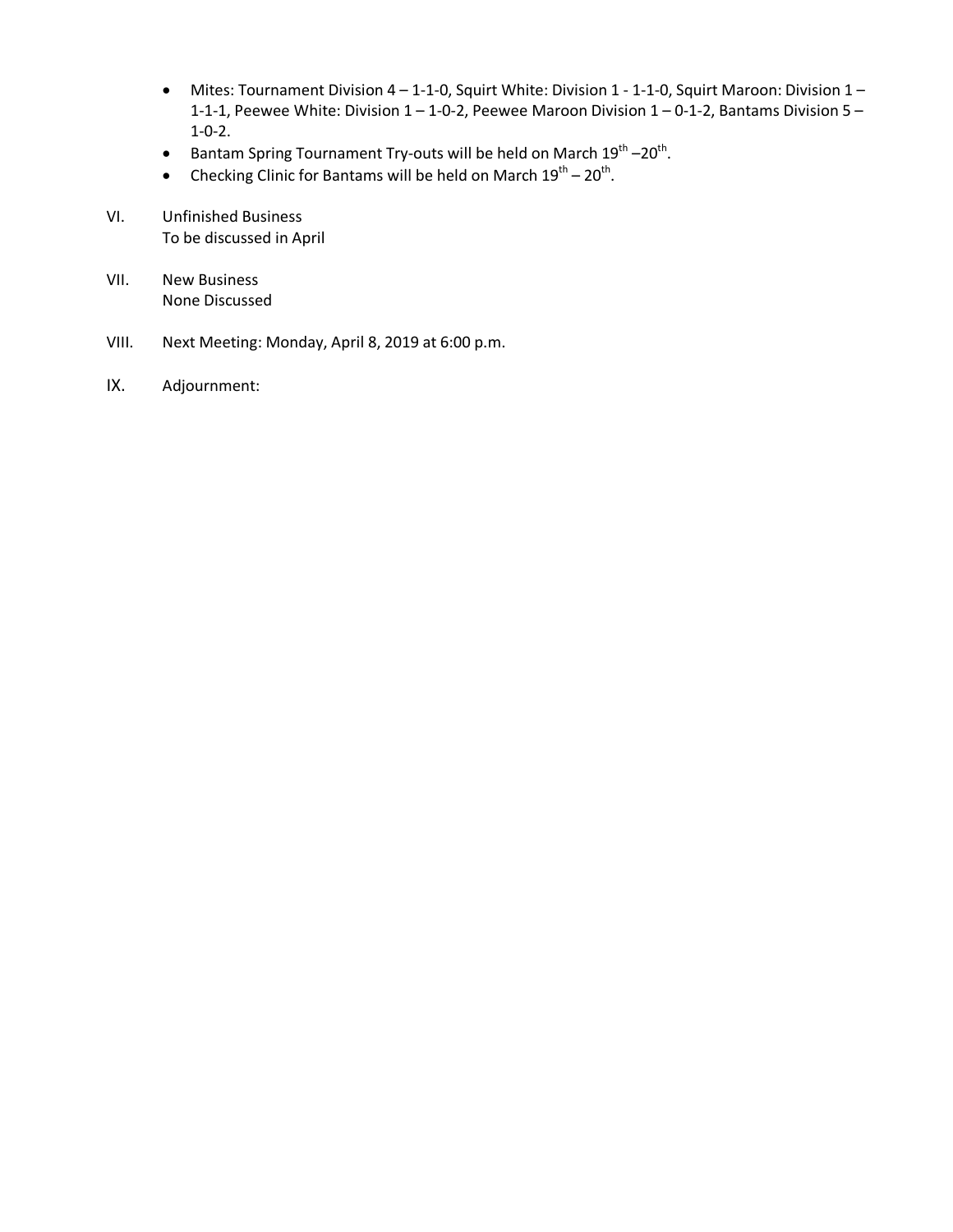- Mites: Tournament Division 4 – 1-1-0, Squirt White: Division 1 - 1-1-0, Squirt Maroon: Division 1 – 1-1-1, Peewee White: Division 1 – 1-0-2, Peewee Maroon Division 1 – 0-1-2, Bantams Division 5 – 1-0-2.
- Bantam Spring Tournament Try-outs will be held on March 19th –20th.
- Checking Clinic for Bantams will be held on March 19th – 20th.

VI. Unfinished Business
To be discussed in April

VII. New Business
None Discussed

VIII. Next Meeting: Monday, April 8, 2019 at 6:00 p.m.

IX. Adjournment: